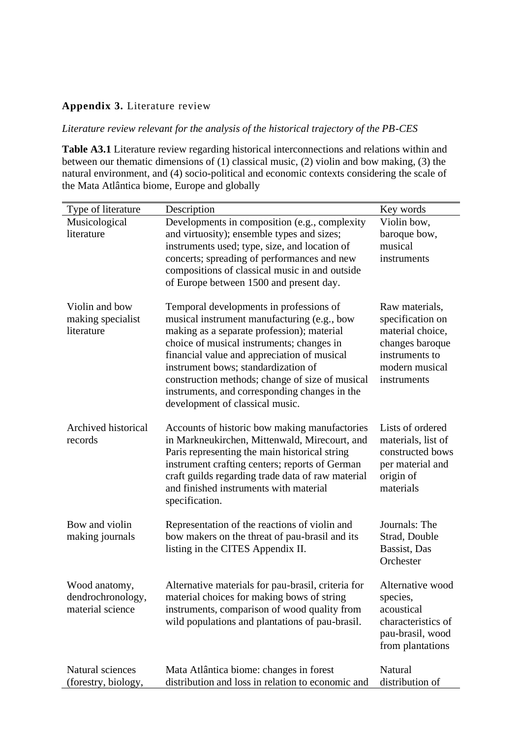**Appendix 3.** Literature review

*Literature review relevant for the analysis of the historical trajectory of the PB-CES*

**Table A3.1** Literature review regarding historical interconnections and relations within and between our thematic dimensions of (1) classical music, (2) violin and bow making, (3) the natural environment, and (4) socio-political and economic contexts considering the scale of the Mata Atlântica biome, Europe and globally

| Type of literature | Description | Key words |
|---|---|---|
| Musicological literature | Developments in composition (e.g., complexity and virtuosity); ensemble types and sizes; instruments used; type, size, and location of concerts; spreading of performances and new compositions of classical music in and outside of Europe between 1500 and present day. | Violin bow, baroque bow, musical instruments |
| Violin and bow making specialist literature | Temporal developments in professions of musical instrument manufacturing (e.g., bow making as a separate profession); material choice of musical instruments; changes in financial value and appreciation of musical instrument bows; standardization of construction methods; change of size of musical instruments, and corresponding changes in the development of classical music. | Raw materials, specification on material choice, changes baroque instruments to modern musical instruments |
| Archived historical records | Accounts of historic bow making manufactories in Markneukirchen, Mittenwald, Mirecourt, and Paris representing the main historical string instrument crafting centers; reports of German craft guilds regarding trade data of raw material and finished instruments with material specification. | Lists of ordered materials, list of constructed bows per material and origin of materials |
| Bow and violin making journals | Representation of the reactions of violin and bow makers on the threat of pau-brasil and its listing in the CITES Appendix II. | Journals: The Strad, Double Bassist, Das Orchester |
| Wood anatomy, dendrochronology, material science | Alternative materials for pau-brasil, criteria for material choices for making bows of string instruments, comparison of wood quality from wild populations and plantations of pau-brasil. | Alternative wood species, acoustical characteristics of pau-brasil, wood from plantations |
| Natural sciences (forestry, biology, | Mata Atlântica biome: changes in forest distribution and loss in relation to economic and | Natural distribution of |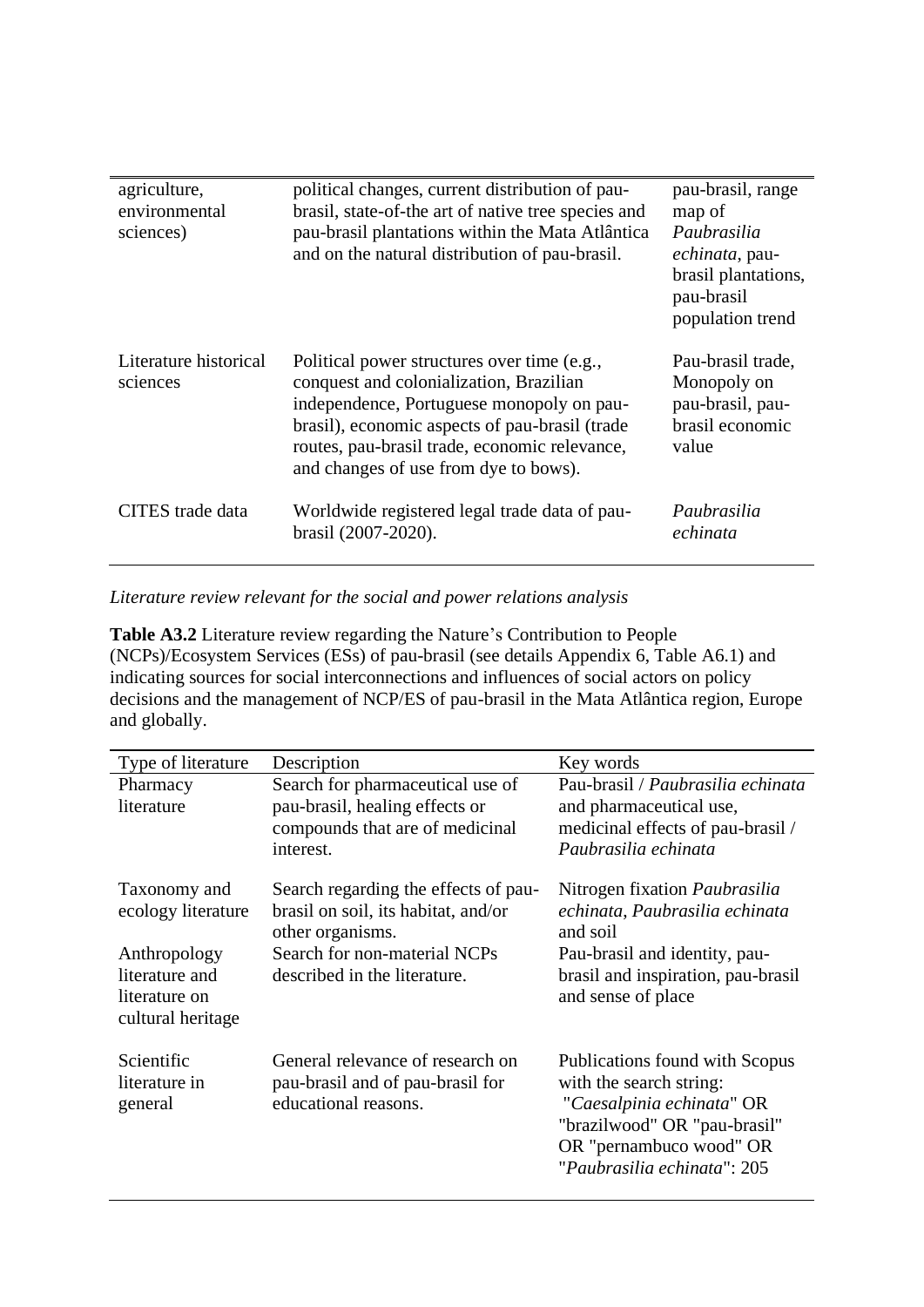| | | |
|---|---|---|
| agriculture, environmental sciences) | political changes, current distribution of pau-brasil, state-of-the art of native tree species and pau-brasil plantations within the Mata Atlântica and on the natural distribution of pau-brasil. | pau-brasil, range map of *Paubrasilia echinata*, pau-brasil plantations, pau-brasil population trend |
| Literature historical sciences | Political power structures over time (e.g., conquest and colonialization, Brazilian independence, Portuguese monopoly on pau-brasil), economic aspects of pau-brasil (trade routes, pau-brasil trade, economic relevance, and changes of use from dye to bows). | Pau-brasil trade, Monopoly on pau-brasil, pau-brasil economic value |
| CITES trade data | Worldwide registered legal trade data of pau-brasil (2007-2020). | *Paubrasilia echinata* |

*Literature review relevant for the social and power relations analysis*

**Table A3.2** Literature review regarding the Nature's Contribution to People (NCPs)/Ecosystem Services (ESs) of pau-brasil (see details Appendix 6, Table A6.1) and indicating sources for social interconnections and influences of social actors on policy decisions and the management of NCP/ES of pau-brasil in the Mata Atlântica region, Europe and globally.

| Type of literature | Description | Key words |
|---|---|---|
| Pharmacy literature | Search for pharmaceutical use of pau-brasil, healing effects or compounds that are of medicinal interest. | Pau-brasil / *Paubrasilia echinata* and pharmaceutical use, medicinal effects of pau-brasil / *Paubrasilia echinata* |
| Taxonomy and ecology literature | Search regarding the effects of pau-brasil on soil, its habitat, and/or other organisms. | Nitrogen fixation *Paubrasilia echinata*, *Paubrasilia echinata* and soil |
| Anthropology literature and literature on cultural heritage | Search for non-material NCPs described in the literature. | Pau-brasil and identity, pau-brasil and inspiration, pau-brasil and sense of place |
| Scientific literature in general | General relevance of research on pau-brasil and of pau-brasil for educational reasons. | Publications found with Scopus with the search string: "*Caesalpinia echinata*" OR "brazilwood" OR "pau-brasil" OR "pernambuco wood" OR "*Paubrasilia echinata*": 205 |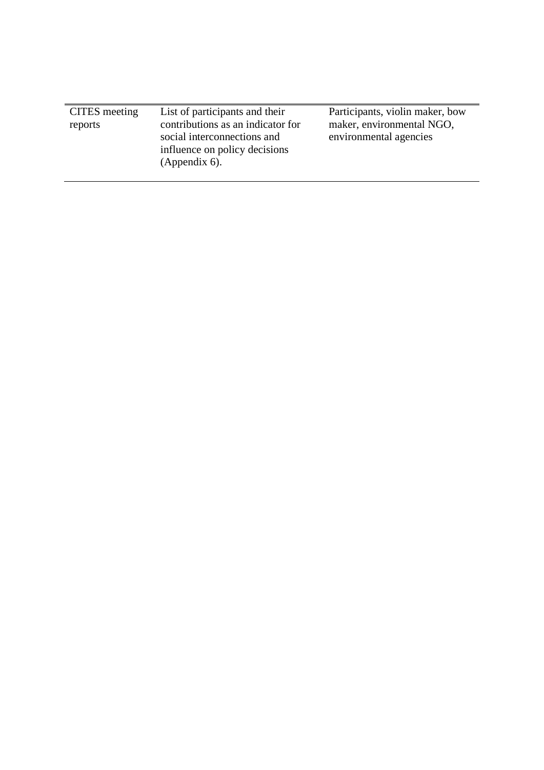| | | |
|---|---|---|
| CITES meeting reports | List of participants and their contributions as an indicator for social interconnections and influence on policy decisions (Appendix 6). | Participants, violin maker, bow maker, environmental NGO, environmental agencies |